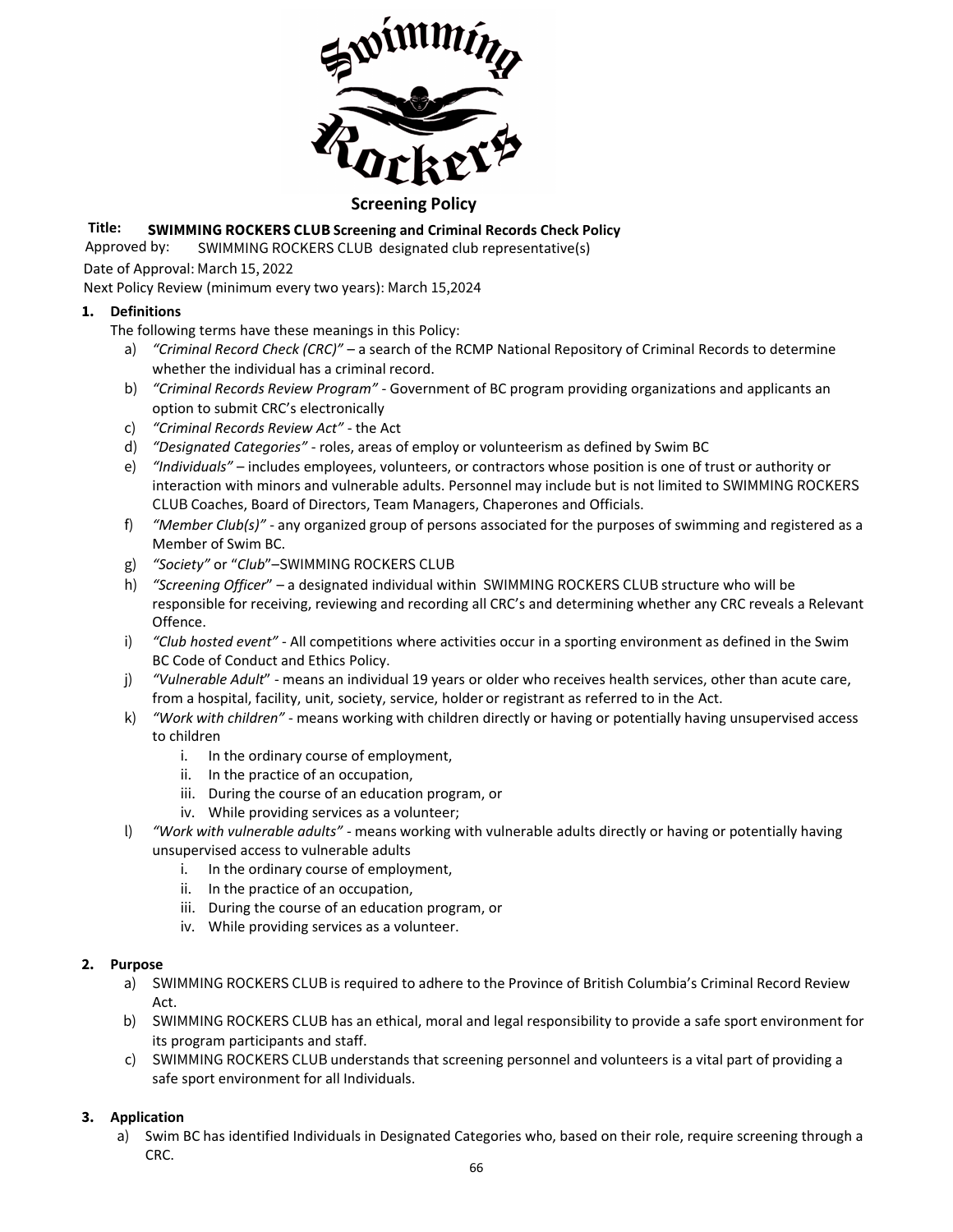# Screening Policy

**Title:** **SWIMMING ROCKERS CLUB Screening and Criminal Records Check Policy**

Approved by: SWIMMING ROCKERS CLUB designated club representative(s)

Date of Approval: March 15, 2022

Next Policy Review (minimum every two years): March 15,2024

## 1. Definitions

The following terms have these meanings in this Policy:

a) *"Criminal Record Check (CRC)"* – a search of the RCMP National Repository of Criminal Records to determine whether the individual has a criminal record.

b) *"Criminal Records Review Program"* - Government of BC program providing organizations and applicants an option to submit CRC's electronically

c) *"Criminal Records Review Act"* - the Act

d) *"Designated Categories"* - roles, areas of employ or volunteerism as defined by Swim BC

e) *"Individuals"* – includes employees, volunteers, or contractors whose position is one of trust or authority or interaction with minors and vulnerable adults. Personnel may include but is not limited to SWIMMING ROCKERS CLUB Coaches, Board of Directors, Team Managers, Chaperones and Officials.

f) *"Member Club(s)"* - any organized group of persons associated for the purposes of swimming and registered as a Member of Swim BC.

g) *"Society"* or "*Club*"–SWIMMING ROCKERS CLUB

h) *"Screening Officer*" – a designated individual within SWIMMING ROCKERS CLUB structure who will be responsible for receiving, reviewing and recording all CRC's and determining whether any CRC reveals a Relevant Offence.

i) *"Club hosted event"* - All competitions where activities occur in a sporting environment as defined in the Swim BC Code of Conduct and Ethics Policy.

j) *"Vulnerable Adult*" - means an individual 19 years or older who receives health services, other than acute care, from a hospital, facility, unit, society, service, holder or registrant as referred to in the Act.

k) *"Work with children"* - means working with children directly or having or potentially having unsupervised access to children
   i. In the ordinary course of employment,
   ii. In the practice of an occupation,
   iii. During the course of an education program, or
   iv. While providing services as a volunteer;

l) *"Work with vulnerable adults"* - means working with vulnerable adults directly or having or potentially having unsupervised access to vulnerable adults
   i. In the ordinary course of employment,
   ii. In the practice of an occupation,
   iii. During the course of an education program, or
   iv. While providing services as a volunteer.

## 2. Purpose

a) SWIMMING ROCKERS CLUB is required to adhere to the Province of British Columbia's Criminal Record Review Act.

b) SWIMMING ROCKERS CLUB has an ethical, moral and legal responsibility to provide a safe sport environment for its program participants and staff.

c) SWIMMING ROCKERS CLUB understands that screening personnel and volunteers is a vital part of providing a safe sport environment for all Individuals.

## 3. Application

a) Swim BC has identified Individuals in Designated Categories who, based on their role, require screening through a CRC.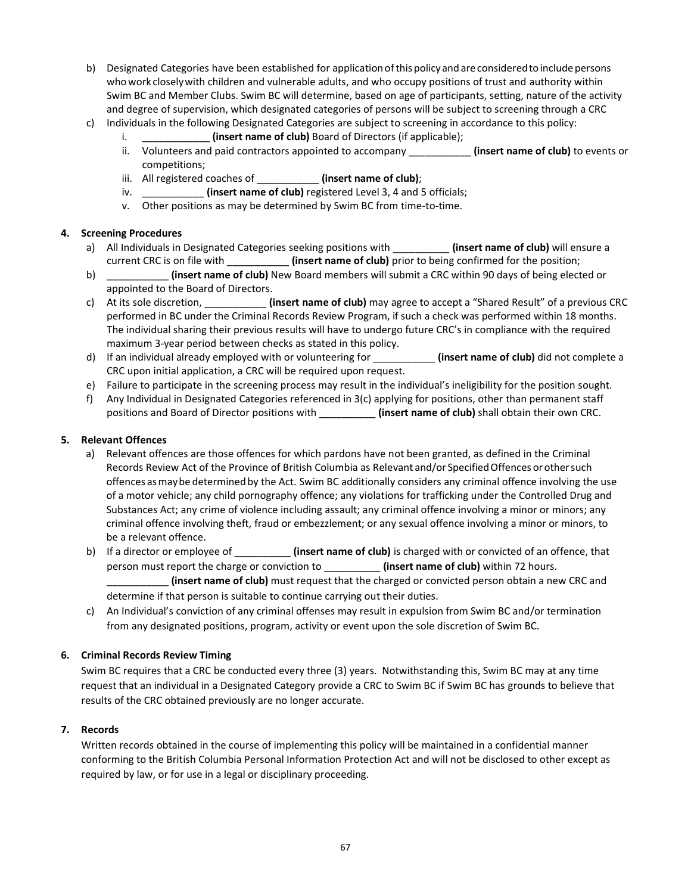b) Designated Categories have been established for application of this policy and are considered to include persons who work closely with children and vulnerable adults, and who occupy positions of trust and authority within Swim BC and Member Clubs. Swim BC will determine, based on age of participants, setting, nature of the activity and degree of supervision, which designated categories of persons will be subject to screening through a CRC

c) Individuals in the following Designated Categories are subject to screening in accordance to this policy:
   i. ____________ **(insert name of club)** Board of Directors (if applicable);
   ii. Volunteers and paid contractors appointed to accompany ___________ **(insert name of club)** to events or competitions;
   iii. All registered coaches of ___________ **(insert name of club)**;
   iv. ___________ **(insert name of club)** registered Level 3, 4 and 5 officials;
   v. Other positions as may be determined by Swim BC from time-to-time.

**4. Screening Procedures**

a) All Individuals in Designated Categories seeking positions with __________ **(insert name of club)** will ensure a current CRC is on file with ___________ **(insert name of club)** prior to being confirmed for the position;

b) ___________ **(insert name of club)** New Board members will submit a CRC within 90 days of being elected or appointed to the Board of Directors.

c) At its sole discretion, ___________ **(insert name of club)** may agree to accept a "Shared Result" of a previous CRC performed in BC under the Criminal Records Review Program, if such a check was performed within 18 months. The individual sharing their previous results will have to undergo future CRC's in compliance with the required maximum 3-year period between checks as stated in this policy.

d) If an individual already employed with or volunteering for ___________ **(insert name of club)** did not complete a CRC upon initial application, a CRC will be required upon request.

e) Failure to participate in the screening process may result in the individual's ineligibility for the position sought.

f) Any Individual in Designated Categories referenced in 3(c) applying for positions, other than permanent staff positions and Board of Director positions with __________ **(insert name of club)** shall obtain their own CRC.

**5. Relevant Offences**

a) Relevant offences are those offences for which pardons have not been granted, as defined in the Criminal Records Review Act of the Province of British Columbia as Relevant and/or Specified Offences or other such offences as may be determined by the Act. Swim BC additionally considers any criminal offence involving the use of a motor vehicle; any child pornography offence; any violations for trafficking under the Controlled Drug and Substances Act; any crime of violence including assault; any criminal offence involving a minor or minors; any criminal offence involving theft, fraud or embezzlement; or any sexual offence involving a minor or minors, to be a relevant offence.

b) If a director or employee of __________ **(insert name of club)** is charged with or convicted of an offence, that person must report the charge or conviction to __________ **(insert name of club)** within 72 hours. ___________ **(insert name of club)** must request that the charged or convicted person obtain a new CRC and determine if that person is suitable to continue carrying out their duties.

c) An Individual's conviction of any criminal offenses may result in expulsion from Swim BC and/or termination from any designated positions, program, activity or event upon the sole discretion of Swim BC.

**6. Criminal Records Review Timing**

Swim BC requires that a CRC be conducted every three (3) years. Notwithstanding this, Swim BC may at any time request that an individual in a Designated Category provide a CRC to Swim BC if Swim BC has grounds to believe that results of the CRC obtained previously are no longer accurate.

**7. Records**

Written records obtained in the course of implementing this policy will be maintained in a confidential manner conforming to the British Columbia Personal Information Protection Act and will not be disclosed to other except as required by law, or for use in a legal or disciplinary proceeding.